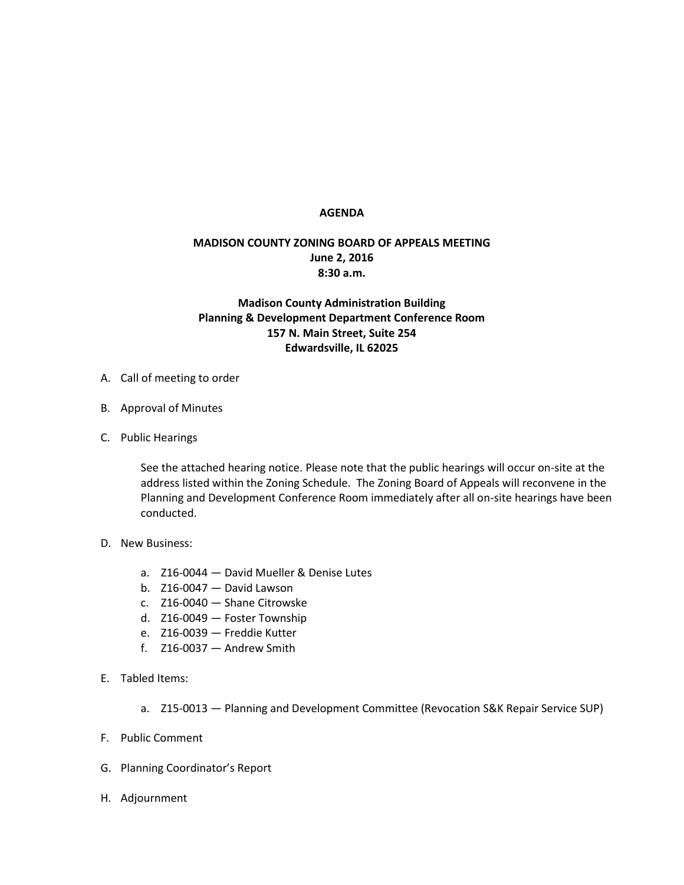# AGENDA

## MADISON COUNTY ZONING BOARD OF APPEALS MEETING
**June 2, 2016**
**8:30 a.m.**

**Madison County Administration Building**
**Planning & Development Department Conference Room**
**157 N. Main Street, Suite 254**
**Edwardsville, IL 62025**

A. Call of meeting to order

B. Approval of Minutes

C. Public Hearings

   See the attached hearing notice. Please note that the public hearings will occur on-site at the address listed within the Zoning Schedule. The Zoning Board of Appeals will reconvene in the Planning and Development Conference Room immediately after all on-site hearings have been conducted.

D. New Business:

   a. Z16-0044 — David Mueller & Denise Lutes
   b. Z16-0047 — David Lawson
   c. Z16-0040 — Shane Citrowske
   d. Z16-0049 — Foster Township
   e. Z16-0039 — Freddie Kutter
   f. Z16-0037 — Andrew Smith

E. Tabled Items:

   a. Z15-0013 — Planning and Development Committee (Revocation S&K Repair Service SUP)

F. Public Comment

G. Planning Coordinator's Report

H. Adjournment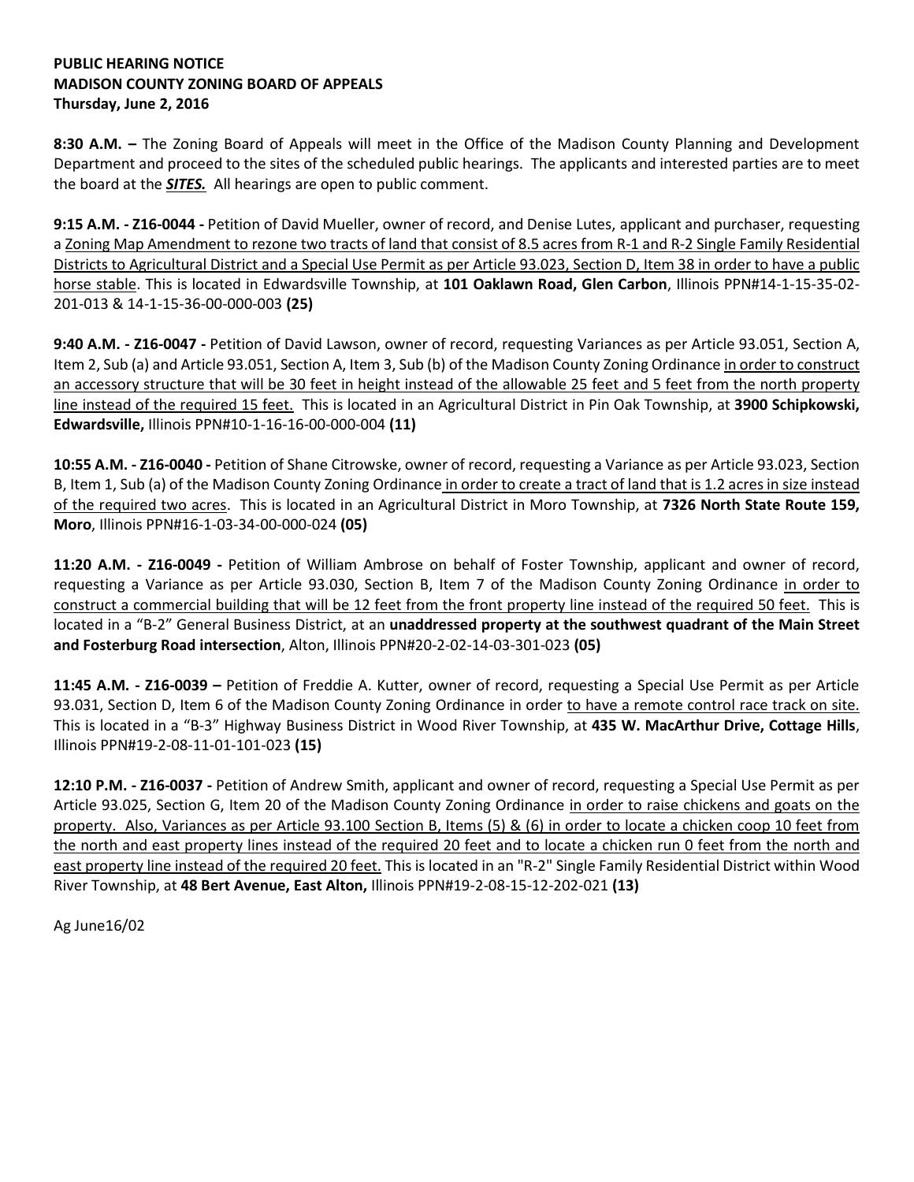**PUBLIC HEARING NOTICE**
**MADISON COUNTY ZONING BOARD OF APPEALS**
**Thursday, June 2, 2016**

**8:30 A.M. –** The Zoning Board of Appeals will meet in the Office of the Madison County Planning and Development Department and proceed to the sites of the scheduled public hearings. The applicants and interested parties are to meet the board at the ***SITES.*** All hearings are open to public comment.

**9:15 A.M. - Z16-0044 -** Petition of David Mueller, owner of record, and Denise Lutes, applicant and purchaser, requesting a Zoning Map Amendment to rezone two tracts of land that consist of 8.5 acres from R-1 and R-2 Single Family Residential Districts to Agricultural District and a Special Use Permit as per Article 93.023, Section D, Item 38 in order to have a public horse stable. This is located in Edwardsville Township, at **101 Oaklawn Road, Glen Carbon**, Illinois PPN#14-1-15-35-02-201-013 & 14-1-15-36-00-000-003 **(25)**

**9:40 A.M. - Z16-0047 -** Petition of David Lawson, owner of record, requesting Variances as per Article 93.051, Section A, Item 2, Sub (a) and Article 93.051, Section A, Item 3, Sub (b) of the Madison County Zoning Ordinance in order to construct an accessory structure that will be 30 feet in height instead of the allowable 25 feet and 5 feet from the north property line instead of the required 15 feet. This is located in an Agricultural District in Pin Oak Township, at **3900 Schipkowski, Edwardsville,** Illinois PPN#10-1-16-16-00-000-004 **(11)**

**10:55 A.M. - Z16-0040 -** Petition of Shane Citrowske, owner of record, requesting a Variance as per Article 93.023, Section B, Item 1, Sub (a) of the Madison County Zoning Ordinance in order to create a tract of land that is 1.2 acres in size instead of the required two acres. This is located in an Agricultural District in Moro Township, at **7326 North State Route 159, Moro**, Illinois PPN#16-1-03-34-00-000-024 **(05)**

**11:20 A.M. - Z16-0049 -** Petition of William Ambrose on behalf of Foster Township, applicant and owner of record, requesting a Variance as per Article 93.030, Section B, Item 7 of the Madison County Zoning Ordinance in order to construct a commercial building that will be 12 feet from the front property line instead of the required 50 feet. This is located in a "B-2" General Business District, at an **unaddressed property at the southwest quadrant of the Main Street and Fosterburg Road intersection**, Alton, Illinois PPN#20-2-02-14-03-301-023 **(05)**

**11:45 A.M. - Z16-0039 –** Petition of Freddie A. Kutter, owner of record, requesting a Special Use Permit as per Article 93.031, Section D, Item 6 of the Madison County Zoning Ordinance in order to have a remote control race track on site. This is located in a "B-3" Highway Business District in Wood River Township, at **435 W. MacArthur Drive, Cottage Hills**, Illinois PPN#19-2-08-11-01-101-023 **(15)**

**12:10 P.M. - Z16-0037 -** Petition of Andrew Smith, applicant and owner of record, requesting a Special Use Permit as per Article 93.025, Section G, Item 20 of the Madison County Zoning Ordinance in order to raise chickens and goats on the property. Also, Variances as per Article 93.100 Section B, Items (5) & (6) in order to locate a chicken coop 10 feet from the north and east property lines instead of the required 20 feet and to locate a chicken run 0 feet from the north and east property line instead of the required 20 feet. This is located in an "R-2" Single Family Residential District within Wood River Township, at **48 Bert Avenue, East Alton,** Illinois PPN#19-2-08-15-12-202-021 **(13)**

Ag June16/02